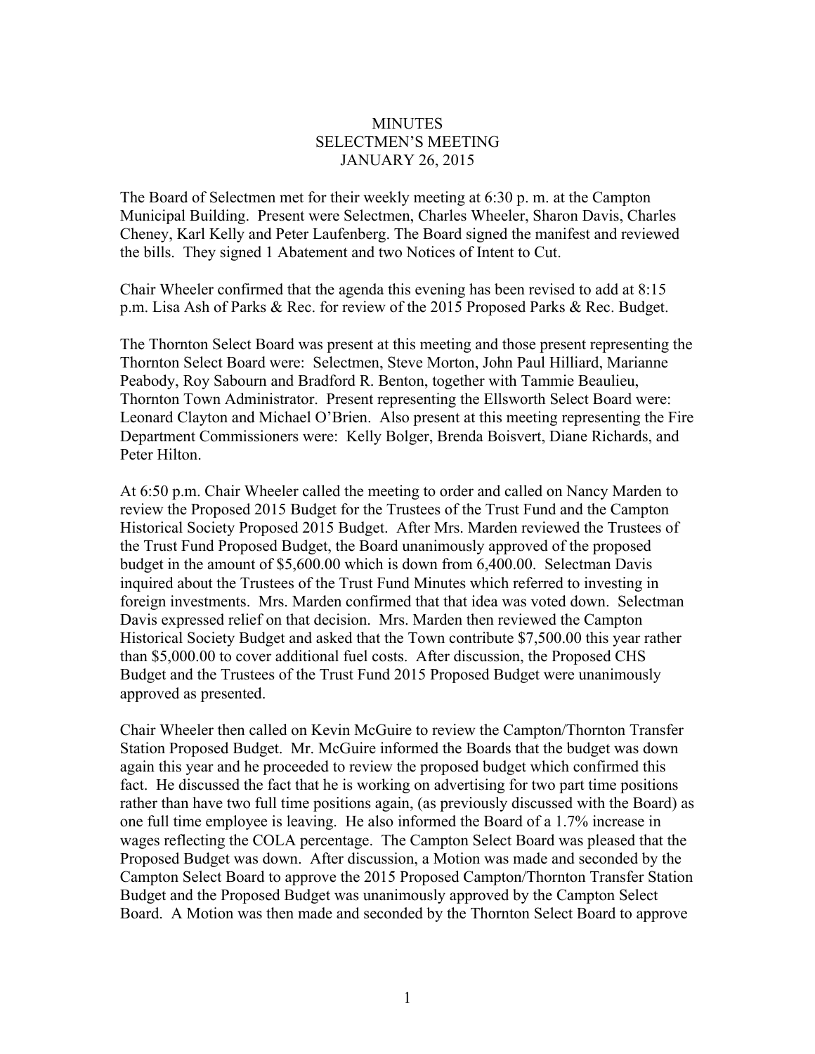# MINUTES
## SELECTMEN'S MEETING
## JANUARY 26, 2015

The Board of Selectmen met for their weekly meeting at 6:30 p. m. at the Campton Municipal Building. Present were Selectmen, Charles Wheeler, Sharon Davis, Charles Cheney, Karl Kelly and Peter Laufenberg. The Board signed the manifest and reviewed the bills. They signed 1 Abatement and two Notices of Intent to Cut.

Chair Wheeler confirmed that the agenda this evening has been revised to add at 8:15 p.m. Lisa Ash of Parks & Rec. for review of the 2015 Proposed Parks & Rec. Budget.

The Thornton Select Board was present at this meeting and those present representing the Thornton Select Board were: Selectmen, Steve Morton, John Paul Hilliard, Marianne Peabody, Roy Sabourn and Bradford R. Benton, together with Tammie Beaulieu, Thornton Town Administrator. Present representing the Ellsworth Select Board were: Leonard Clayton and Michael O'Brien. Also present at this meeting representing the Fire Department Commissioners were: Kelly Bolger, Brenda Boisvert, Diane Richards, and Peter Hilton.

At 6:50 p.m. Chair Wheeler called the meeting to order and called on Nancy Marden to review the Proposed 2015 Budget for the Trustees of the Trust Fund and the Campton Historical Society Proposed 2015 Budget. After Mrs. Marden reviewed the Trustees of the Trust Fund Proposed Budget, the Board unanimously approved of the proposed budget in the amount of $5,600.00 which is down from 6,400.00. Selectman Davis inquired about the Trustees of the Trust Fund Minutes which referred to investing in foreign investments. Mrs. Marden confirmed that that idea was voted down. Selectman Davis expressed relief on that decision. Mrs. Marden then reviewed the Campton Historical Society Budget and asked that the Town contribute $7,500.00 this year rather than $5,000.00 to cover additional fuel costs. After discussion, the Proposed CHS Budget and the Trustees of the Trust Fund 2015 Proposed Budget were unanimously approved as presented.

Chair Wheeler then called on Kevin McGuire to review the Campton/Thornton Transfer Station Proposed Budget. Mr. McGuire informed the Boards that the budget was down again this year and he proceeded to review the proposed budget which confirmed this fact. He discussed the fact that he is working on advertising for two part time positions rather than have two full time positions again, (as previously discussed with the Board) as one full time employee is leaving. He also informed the Board of a 1.7% increase in wages reflecting the COLA percentage. The Campton Select Board was pleased that the Proposed Budget was down. After discussion, a Motion was made and seconded by the Campton Select Board to approve the 2015 Proposed Campton/Thornton Transfer Station Budget and the Proposed Budget was unanimously approved by the Campton Select Board. A Motion was then made and seconded by the Thornton Select Board to approve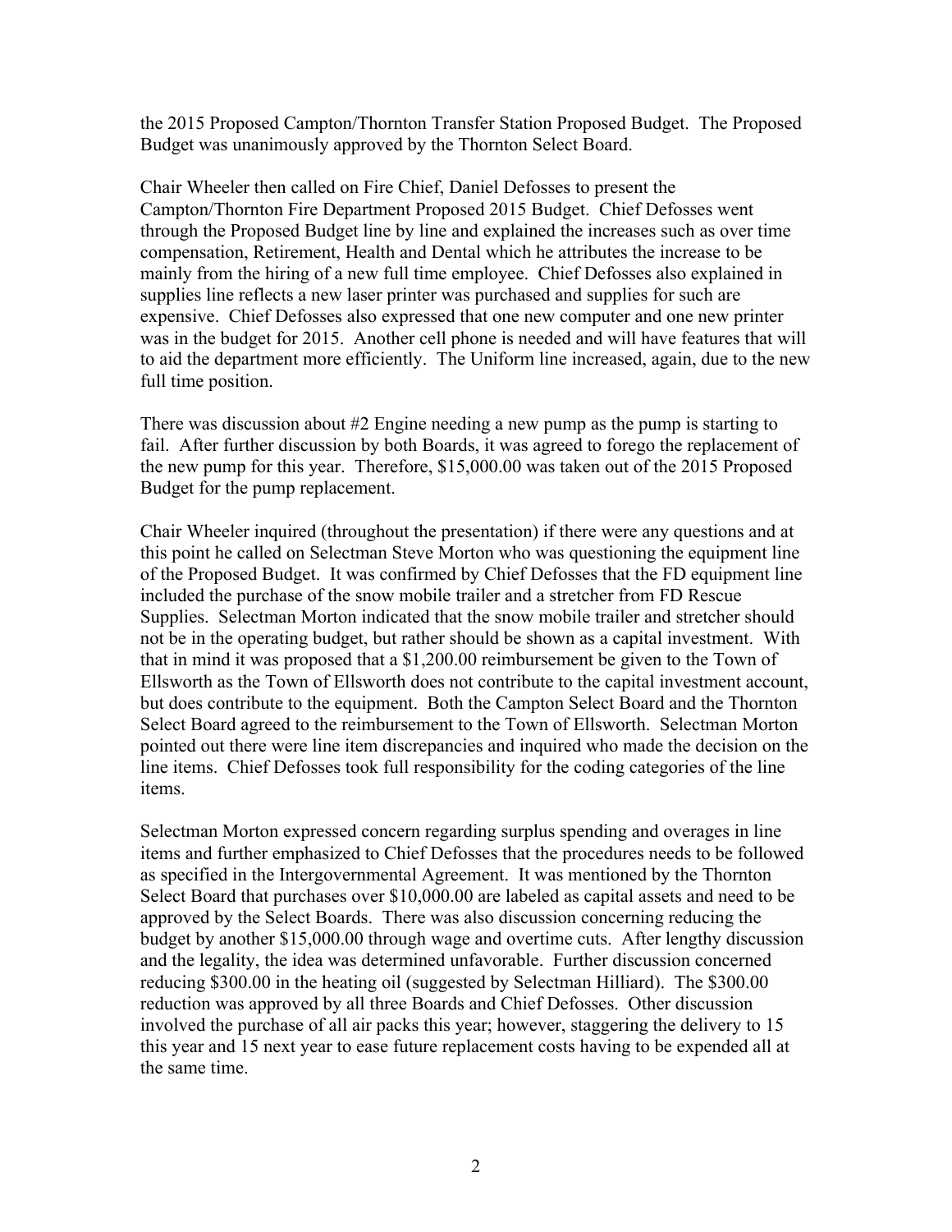the 2015 Proposed Campton/Thornton Transfer Station Proposed Budget. The Proposed Budget was unanimously approved by the Thornton Select Board.

Chair Wheeler then called on Fire Chief, Daniel Defosses to present the Campton/Thornton Fire Department Proposed 2015 Budget. Chief Defosses went through the Proposed Budget line by line and explained the increases such as over time compensation, Retirement, Health and Dental which he attributes the increase to be mainly from the hiring of a new full time employee. Chief Defosses also explained in supplies line reflects a new laser printer was purchased and supplies for such are expensive. Chief Defosses also expressed that one new computer and one new printer was in the budget for 2015. Another cell phone is needed and will have features that will to aid the department more efficiently. The Uniform line increased, again, due to the new full time position.

There was discussion about #2 Engine needing a new pump as the pump is starting to fail. After further discussion by both Boards, it was agreed to forego the replacement of the new pump for this year. Therefore, $15,000.00 was taken out of the 2015 Proposed Budget for the pump replacement.

Chair Wheeler inquired (throughout the presentation) if there were any questions and at this point he called on Selectman Steve Morton who was questioning the equipment line of the Proposed Budget. It was confirmed by Chief Defosses that the FD equipment line included the purchase of the snow mobile trailer and a stretcher from FD Rescue Supplies. Selectman Morton indicated that the snow mobile trailer and stretcher should not be in the operating budget, but rather should be shown as a capital investment. With that in mind it was proposed that a $1,200.00 reimbursement be given to the Town of Ellsworth as the Town of Ellsworth does not contribute to the capital investment account, but does contribute to the equipment. Both the Campton Select Board and the Thornton Select Board agreed to the reimbursement to the Town of Ellsworth. Selectman Morton pointed out there were line item discrepancies and inquired who made the decision on the line items. Chief Defosses took full responsibility for the coding categories of the line items.

Selectman Morton expressed concern regarding surplus spending and overages in line items and further emphasized to Chief Defosses that the procedures needs to be followed as specified in the Intergovernmental Agreement. It was mentioned by the Thornton Select Board that purchases over $10,000.00 are labeled as capital assets and need to be approved by the Select Boards. There was also discussion concerning reducing the budget by another $15,000.00 through wage and overtime cuts. After lengthy discussion and the legality, the idea was determined unfavorable. Further discussion concerned reducing $300.00 in the heating oil (suggested by Selectman Hilliard). The $300.00 reduction was approved by all three Boards and Chief Defosses. Other discussion involved the purchase of all air packs this year; however, staggering the delivery to 15 this year and 15 next year to ease future replacement costs having to be expended all at the same time.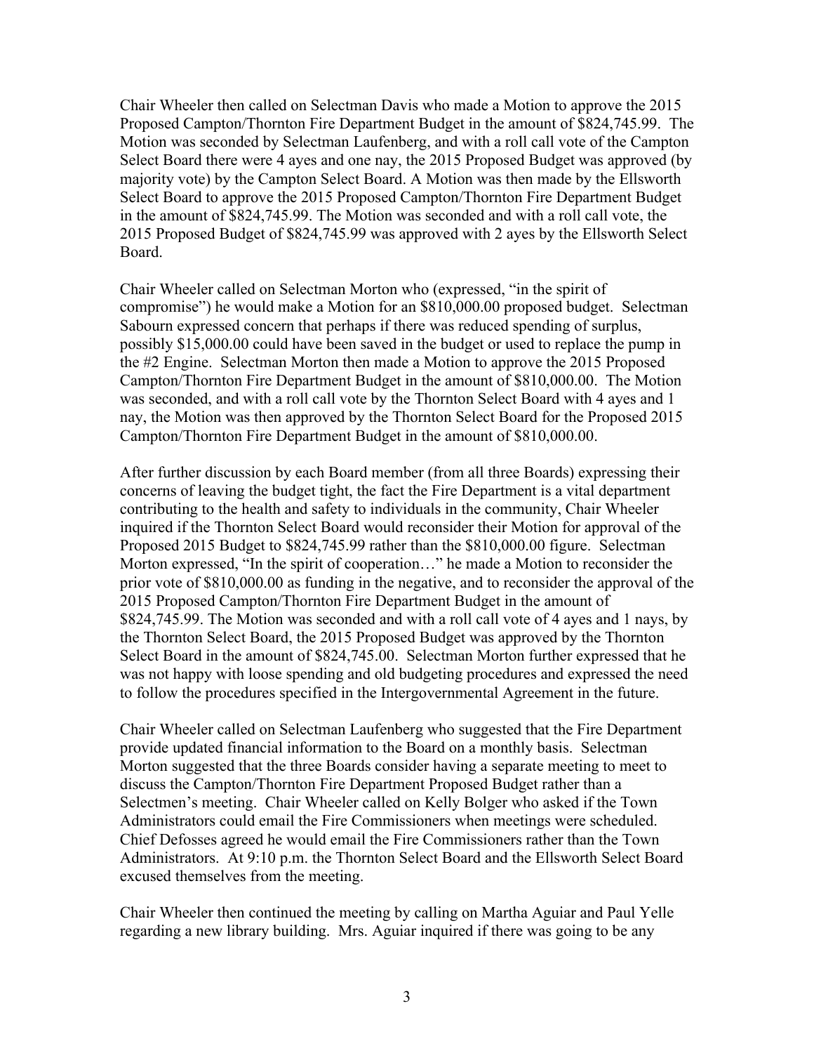Chair Wheeler then called on Selectman Davis who made a Motion to approve the 2015 Proposed Campton/Thornton Fire Department Budget in the amount of $824,745.99. The Motion was seconded by Selectman Laufenberg, and with a roll call vote of the Campton Select Board there were 4 ayes and one nay, the 2015 Proposed Budget was approved (by majority vote) by the Campton Select Board. A Motion was then made by the Ellsworth Select Board to approve the 2015 Proposed Campton/Thornton Fire Department Budget in the amount of $824,745.99. The Motion was seconded and with a roll call vote, the 2015 Proposed Budget of $824,745.99 was approved with 2 ayes by the Ellsworth Select Board.

Chair Wheeler called on Selectman Morton who (expressed, "in the spirit of compromise") he would make a Motion for an $810,000.00 proposed budget. Selectman Sabourn expressed concern that perhaps if there was reduced spending of surplus, possibly $15,000.00 could have been saved in the budget or used to replace the pump in the #2 Engine. Selectman Morton then made a Motion to approve the 2015 Proposed Campton/Thornton Fire Department Budget in the amount of $810,000.00. The Motion was seconded, and with a roll call vote by the Thornton Select Board with 4 ayes and 1 nay, the Motion was then approved by the Thornton Select Board for the Proposed 2015 Campton/Thornton Fire Department Budget in the amount of $810,000.00.

After further discussion by each Board member (from all three Boards) expressing their concerns of leaving the budget tight, the fact the Fire Department is a vital department contributing to the health and safety to individuals in the community, Chair Wheeler inquired if the Thornton Select Board would reconsider their Motion for approval of the Proposed 2015 Budget to $824,745.99 rather than the $810,000.00 figure. Selectman Morton expressed, "In the spirit of cooperation…" he made a Motion to reconsider the prior vote of $810,000.00 as funding in the negative, and to reconsider the approval of the 2015 Proposed Campton/Thornton Fire Department Budget in the amount of $824,745.99. The Motion was seconded and with a roll call vote of 4 ayes and 1 nays, by the Thornton Select Board, the 2015 Proposed Budget was approved by the Thornton Select Board in the amount of $824,745.00. Selectman Morton further expressed that he was not happy with loose spending and old budgeting procedures and expressed the need to follow the procedures specified in the Intergovernmental Agreement in the future.

Chair Wheeler called on Selectman Laufenberg who suggested that the Fire Department provide updated financial information to the Board on a monthly basis. Selectman Morton suggested that the three Boards consider having a separate meeting to meet to discuss the Campton/Thornton Fire Department Proposed Budget rather than a Selectmen's meeting. Chair Wheeler called on Kelly Bolger who asked if the Town Administrators could email the Fire Commissioners when meetings were scheduled. Chief Defosses agreed he would email the Fire Commissioners rather than the Town Administrators. At 9:10 p.m. the Thornton Select Board and the Ellsworth Select Board excused themselves from the meeting.

Chair Wheeler then continued the meeting by calling on Martha Aguiar and Paul Yelle regarding a new library building. Mrs. Aguiar inquired if there was going to be any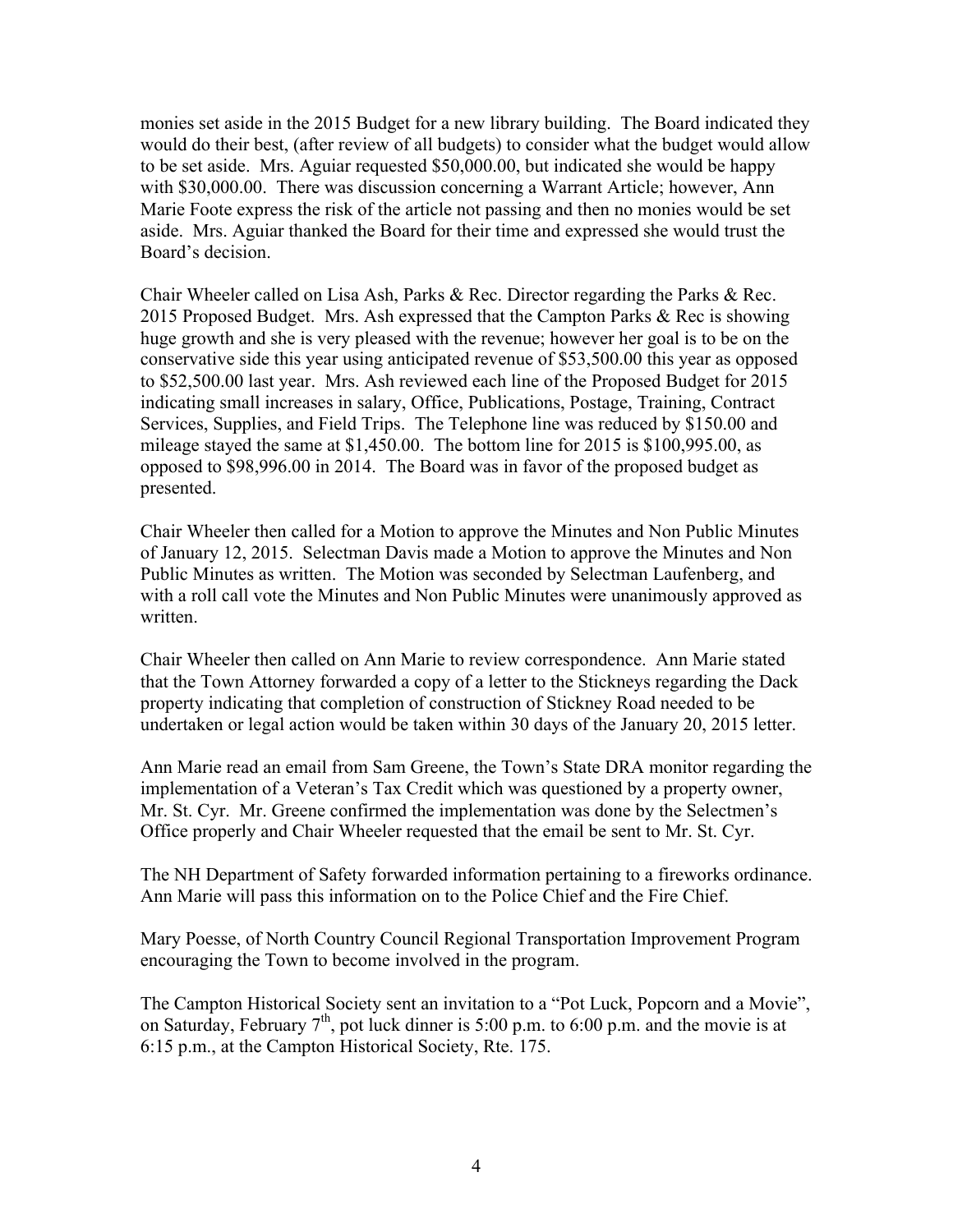monies set aside in the 2015 Budget for a new library building. The Board indicated they would do their best, (after review of all budgets) to consider what the budget would allow to be set aside. Mrs. Aguiar requested $50,000.00, but indicated she would be happy with $30,000.00. There was discussion concerning a Warrant Article; however, Ann Marie Foote express the risk of the article not passing and then no monies would be set aside. Mrs. Aguiar thanked the Board for their time and expressed she would trust the Board's decision.

Chair Wheeler called on Lisa Ash, Parks & Rec. Director regarding the Parks & Rec. 2015 Proposed Budget. Mrs. Ash expressed that the Campton Parks & Rec is showing huge growth and she is very pleased with the revenue; however her goal is to be on the conservative side this year using anticipated revenue of $53,500.00 this year as opposed to $52,500.00 last year. Mrs. Ash reviewed each line of the Proposed Budget for 2015 indicating small increases in salary, Office, Publications, Postage, Training, Contract Services, Supplies, and Field Trips. The Telephone line was reduced by $150.00 and mileage stayed the same at $1,450.00. The bottom line for 2015 is $100,995.00, as opposed to $98,996.00 in 2014. The Board was in favor of the proposed budget as presented.

Chair Wheeler then called for a Motion to approve the Minutes and Non Public Minutes of January 12, 2015. Selectman Davis made a Motion to approve the Minutes and Non Public Minutes as written. The Motion was seconded by Selectman Laufenberg, and with a roll call vote the Minutes and Non Public Minutes were unanimously approved as written.

Chair Wheeler then called on Ann Marie to review correspondence. Ann Marie stated that the Town Attorney forwarded a copy of a letter to the Stickneys regarding the Dack property indicating that completion of construction of Stickney Road needed to be undertaken or legal action would be taken within 30 days of the January 20, 2015 letter.

Ann Marie read an email from Sam Greene, the Town's State DRA monitor regarding the implementation of a Veteran's Tax Credit which was questioned by a property owner, Mr. St. Cyr. Mr. Greene confirmed the implementation was done by the Selectmen's Office properly and Chair Wheeler requested that the email be sent to Mr. St. Cyr.

The NH Department of Safety forwarded information pertaining to a fireworks ordinance. Ann Marie will pass this information on to the Police Chief and the Fire Chief.

Mary Poesse, of North Country Council Regional Transportation Improvement Program encouraging the Town to become involved in the program.

The Campton Historical Society sent an invitation to a "Pot Luck, Popcorn and a Movie", on Saturday, February 7th, pot luck dinner is 5:00 p.m. to 6:00 p.m. and the movie is at 6:15 p.m., at the Campton Historical Society, Rte. 175.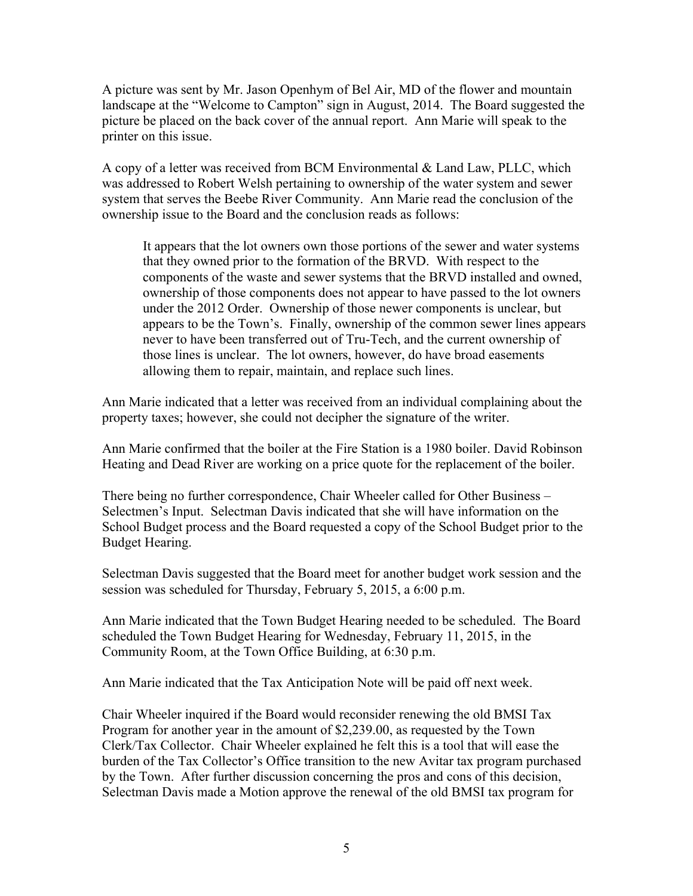A picture was sent by Mr. Jason Openhym of Bel Air, MD of the flower and mountain landscape at the "Welcome to Campton" sign in August, 2014. The Board suggested the picture be placed on the back cover of the annual report. Ann Marie will speak to the printer on this issue.

A copy of a letter was received from BCM Environmental & Land Law, PLLC, which was addressed to Robert Welsh pertaining to ownership of the water system and sewer system that serves the Beebe River Community. Ann Marie read the conclusion of the ownership issue to the Board and the conclusion reads as follows:

> It appears that the lot owners own those portions of the sewer and water systems that they owned prior to the formation of the BRVD. With respect to the components of the waste and sewer systems that the BRVD installed and owned, ownership of those components does not appear to have passed to the lot owners under the 2012 Order. Ownership of those newer components is unclear, but appears to be the Town's. Finally, ownership of the common sewer lines appears never to have been transferred out of Tru-Tech, and the current ownership of those lines is unclear. The lot owners, however, do have broad easements allowing them to repair, maintain, and replace such lines.

Ann Marie indicated that a letter was received from an individual complaining about the property taxes; however, she could not decipher the signature of the writer.

Ann Marie confirmed that the boiler at the Fire Station is a 1980 boiler. David Robinson Heating and Dead River are working on a price quote for the replacement of the boiler.

There being no further correspondence, Chair Wheeler called for Other Business – Selectmen's Input. Selectman Davis indicated that she will have information on the School Budget process and the Board requested a copy of the School Budget prior to the Budget Hearing.

Selectman Davis suggested that the Board meet for another budget work session and the session was scheduled for Thursday, February 5, 2015, a 6:00 p.m.

Ann Marie indicated that the Town Budget Hearing needed to be scheduled. The Board scheduled the Town Budget Hearing for Wednesday, February 11, 2015, in the Community Room, at the Town Office Building, at 6:30 p.m.

Ann Marie indicated that the Tax Anticipation Note will be paid off next week.

Chair Wheeler inquired if the Board would reconsider renewing the old BMSI Tax Program for another year in the amount of $2,239.00, as requested by the Town Clerk/Tax Collector. Chair Wheeler explained he felt this is a tool that will ease the burden of the Tax Collector's Office transition to the new Avitar tax program purchased by the Town. After further discussion concerning the pros and cons of this decision, Selectman Davis made a Motion approve the renewal of the old BMSI tax program for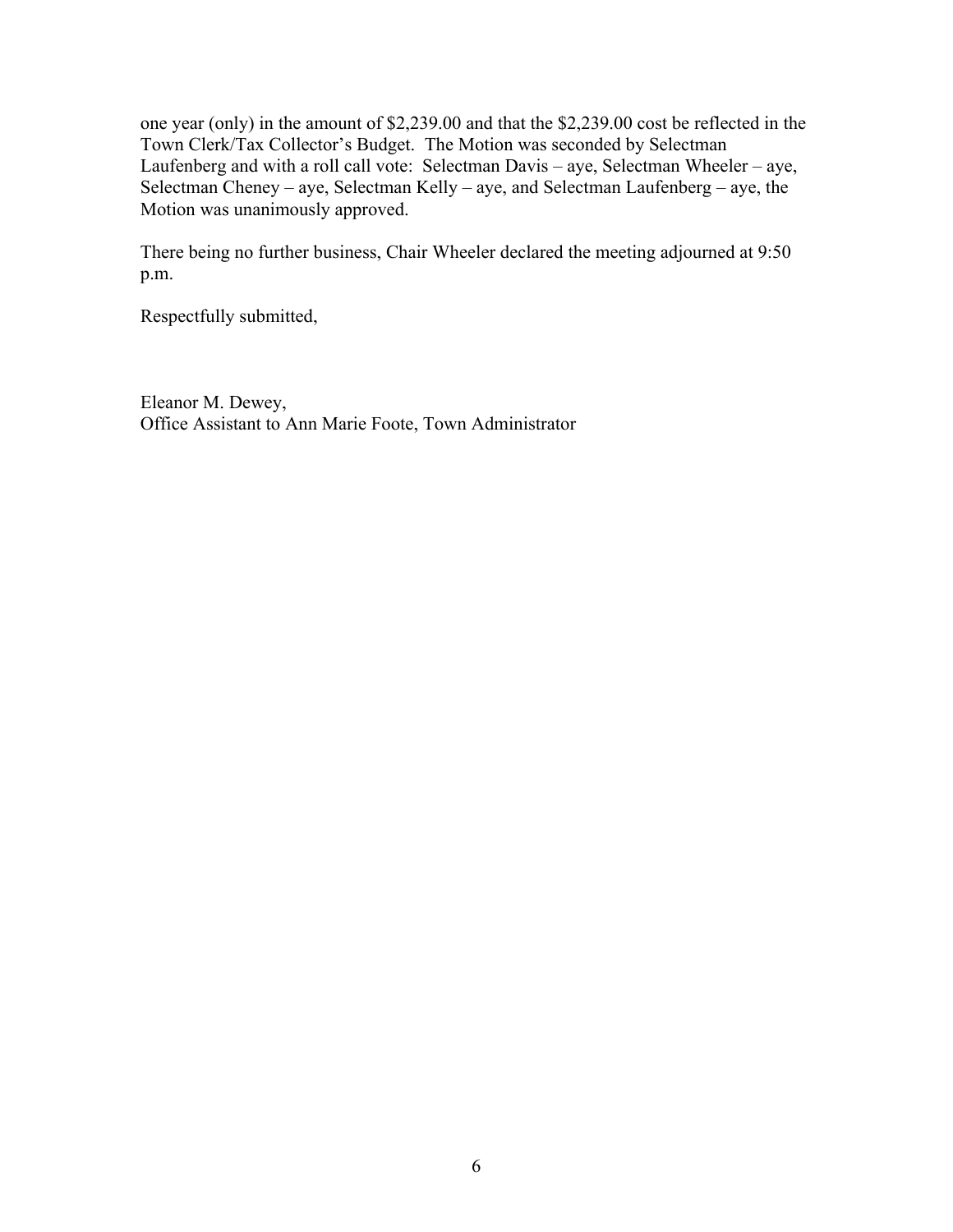one year (only) in the amount of $2,239.00 and that the $2,239.00 cost be reflected in the Town Clerk/Tax Collector's Budget. The Motion was seconded by Selectman Laufenberg and with a roll call vote: Selectman Davis – aye, Selectman Wheeler – aye, Selectman Cheney – aye, Selectman Kelly – aye, and Selectman Laufenberg – aye, the Motion was unanimously approved.

There being no further business, Chair Wheeler declared the meeting adjourned at 9:50 p.m.

Respectfully submitted,

Eleanor M. Dewey,
Office Assistant to Ann Marie Foote, Town Administrator